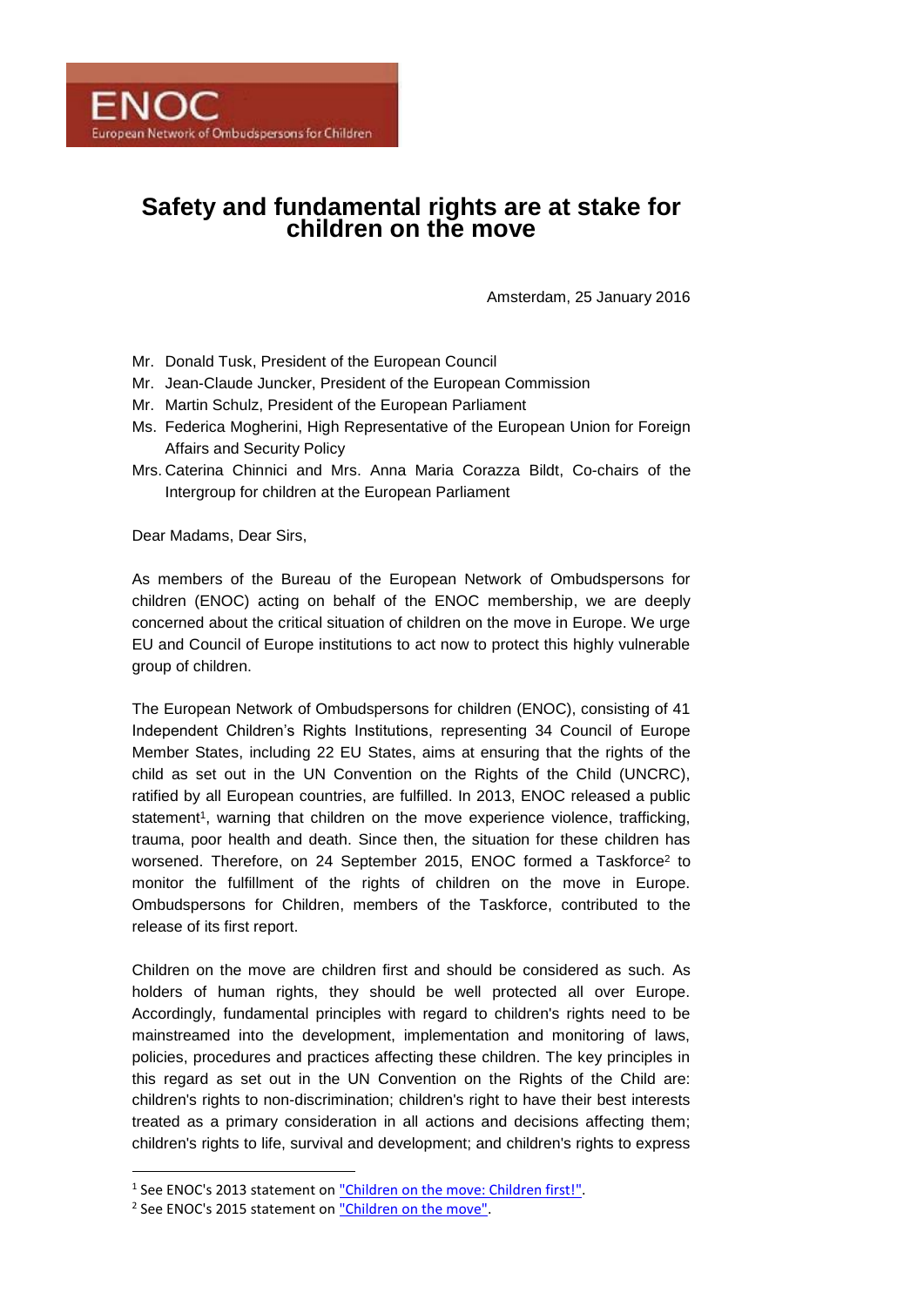**ENOC**
European Network of Ombudspersons for Children

# Safety and fundamental rights are at stake for children on the move

Amsterdam, 25 January 2016

- Mr. Donald Tusk, President of the European Council
- Mr. Jean-Claude Juncker, President of the European Commission
- Mr. Martin Schulz, President of the European Parliament
- Ms. Federica Mogherini, High Representative of the European Union for Foreign Affairs and Security Policy
- Mrs. Caterina Chinnici and Mrs. Anna Maria Corazza Bildt, Co-chairs of the Intergroup for children at the European Parliament

Dear Madams, Dear Sirs,

As members of the Bureau of the European Network of Ombudspersons for children (ENOC) acting on behalf of the ENOC membership, we are deeply concerned about the critical situation of children on the move in Europe. We urge EU and Council of Europe institutions to act now to protect this highly vulnerable group of children.

The European Network of Ombudspersons for children (ENOC), consisting of 41 Independent Children's Rights Institutions, representing 34 Council of Europe Member States, including 22 EU States, aims at ensuring that the rights of the child as set out in the UN Convention on the Rights of the Child (UNCRC), ratified by all European countries, are fulfilled. In 2013, ENOC released a public statement[1], warning that children on the move experience violence, trafficking, trauma, poor health and death. Since then, the situation for these children has worsened. Therefore, on 24 September 2015, ENOC formed a Taskforce[2] to monitor the fulfillment of the rights of children on the move in Europe. Ombudspersons for Children, members of the Taskforce, contributed to the release of its first report.

Children on the move are children first and should be considered as such. As holders of human rights, they should be well protected all over Europe. Accordingly, fundamental principles with regard to children's rights need to be mainstreamed into the development, implementation and monitoring of laws, policies, procedures and practices affecting these children. The key principles in this regard as set out in the UN Convention on the Rights of the Child are: children's rights to non-discrimination; children's right to have their best interests treated as a primary consideration in all actions and decisions affecting them; children's rights to life, survival and development; and children's rights to express

[1] See ENOC's 2013 statement on "Children on the move: Children first!".

[2] See ENOC's 2015 statement on "Children on the move".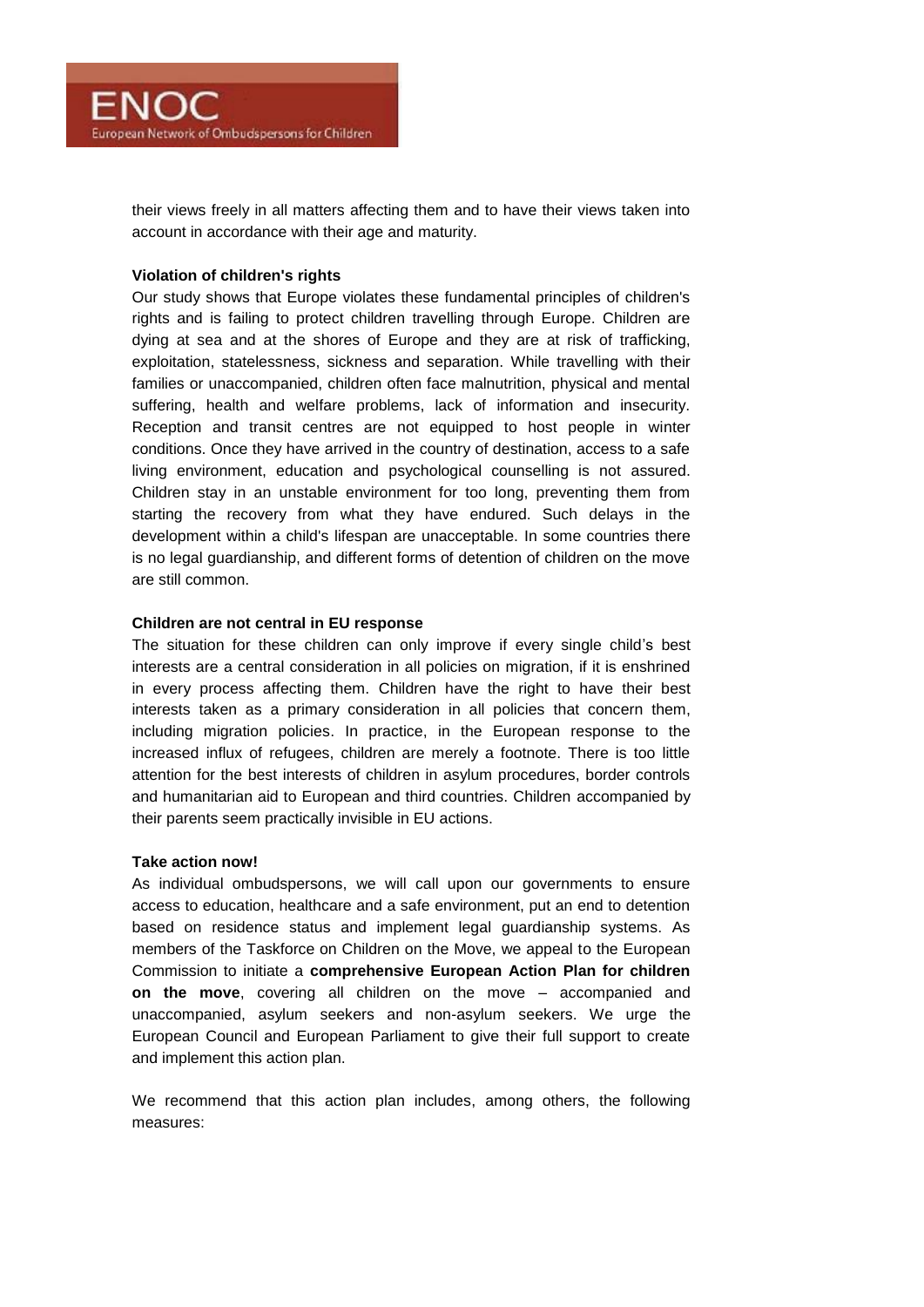their views freely in all matters affecting them and to have their views taken into account in accordance with their age and maturity.

**Violation of children's rights**

Our study shows that Europe violates these fundamental principles of children's rights and is failing to protect children travelling through Europe. Children are dying at sea and at the shores of Europe and they are at risk of trafficking, exploitation, statelessness, sickness and separation. While travelling with their families or unaccompanied, children often face malnutrition, physical and mental suffering, health and welfare problems, lack of information and insecurity. Reception and transit centres are not equipped to host people in winter conditions. Once they have arrived in the country of destination, access to a safe living environment, education and psychological counselling is not assured. Children stay in an unstable environment for too long, preventing them from starting the recovery from what they have endured. Such delays in the development within a child's lifespan are unacceptable. In some countries there is no legal guardianship, and different forms of detention of children on the move are still common.

**Children are not central in EU response**

The situation for these children can only improve if every single child's best interests are a central consideration in all policies on migration, if it is enshrined in every process affecting them. Children have the right to have their best interests taken as a primary consideration in all policies that concern them, including migration policies. In practice, in the European response to the increased influx of refugees, children are merely a footnote. There is too little attention for the best interests of children in asylum procedures, border controls and humanitarian aid to European and third countries. Children accompanied by their parents seem practically invisible in EU actions.

**Take action now!**

As individual ombudspersons, we will call upon our governments to ensure access to education, healthcare and a safe environment, put an end to detention based on residence status and implement legal guardianship systems. As members of the Taskforce on Children on the Move, we appeal to the European Commission to initiate a **comprehensive European Action Plan for children on the move**, covering all children on the move – accompanied and unaccompanied, asylum seekers and non-asylum seekers. We urge the European Council and European Parliament to give their full support to create and implement this action plan.

We recommend that this action plan includes, among others, the following measures: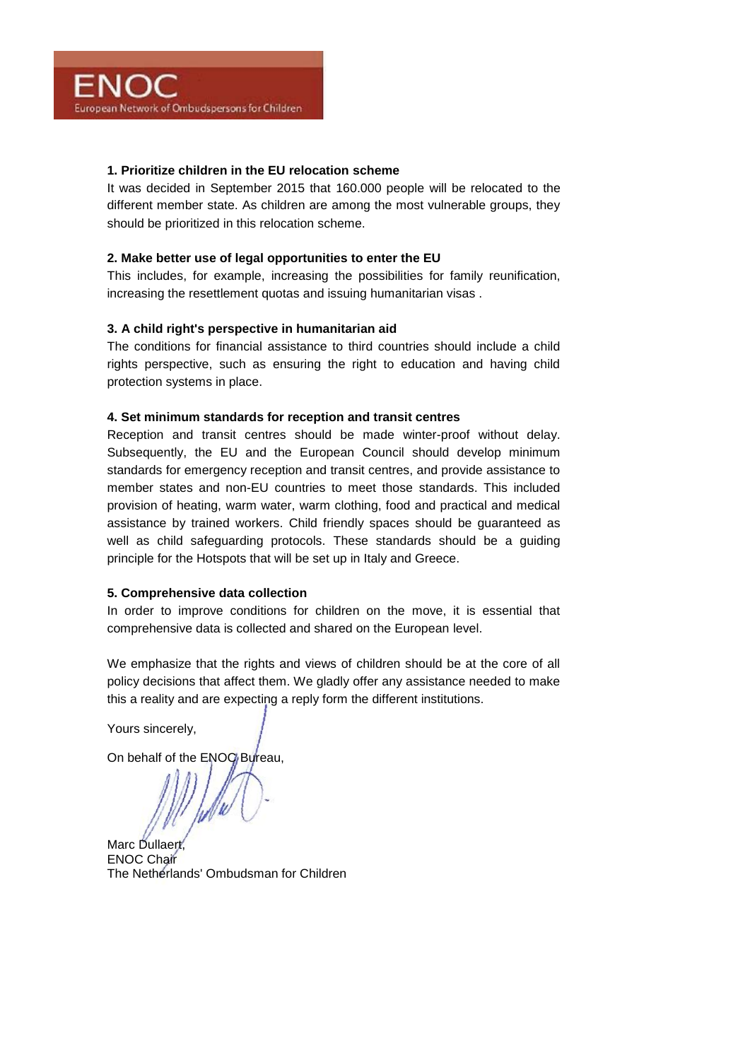**1. Prioritize children in the EU relocation scheme**

It was decided in September 2015 that 160.000 people will be relocated to the different member state. As children are among the most vulnerable groups, they should be prioritized in this relocation scheme.

**2. Make better use of legal opportunities to enter the EU**

This includes, for example, increasing the possibilities for family reunification, increasing the resettlement quotas and issuing humanitarian visas .

**3. A child right's perspective in humanitarian aid**

The conditions for financial assistance to third countries should include a child rights perspective, such as ensuring the right to education and having child protection systems in place.

**4. Set minimum standards for reception and transit centres**

Reception and transit centres should be made winter-proof without delay. Subsequently, the EU and the European Council should develop minimum standards for emergency reception and transit centres, and provide assistance to member states and non-EU countries to meet those standards. This included provision of heating, warm water, warm clothing, food and practical and medical assistance by trained workers. Child friendly spaces should be guaranteed as well as child safeguarding protocols. These standards should be a guiding principle for the Hotspots that will be set up in Italy and Greece.

**5. Comprehensive data collection**

In order to improve conditions for children on the move, it is essential that comprehensive data is collected and shared on the European level.

We emphasize that the rights and views of children should be at the core of all policy decisions that affect them. We gladly offer any assistance needed to make this a reality and are expecting a reply form the different institutions.

Yours sincerely,

On behalf of the ENOC Bureau,

Marc Dullaert,
ENOC Chair
The Netherlands' Ombudsman for Children